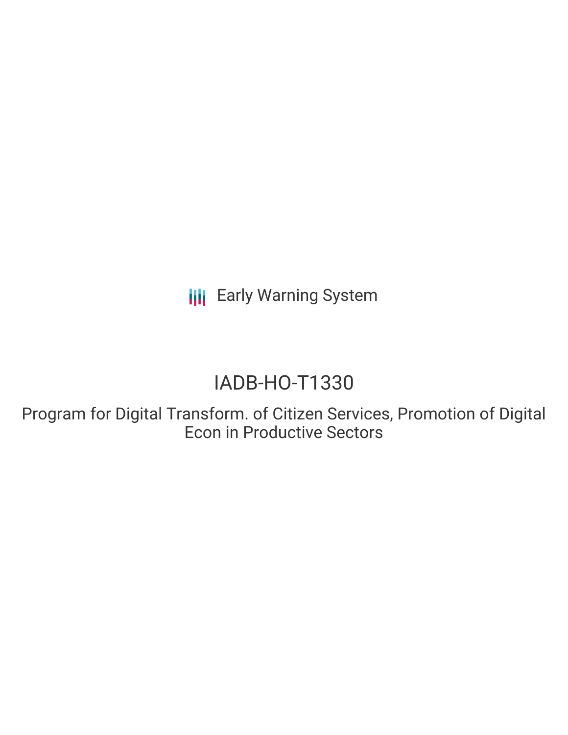Early Warning System

# IADB-HO-T1330

## Program for Digital Transform. of Citizen Services, Promotion of Digital Econ in Productive Sectors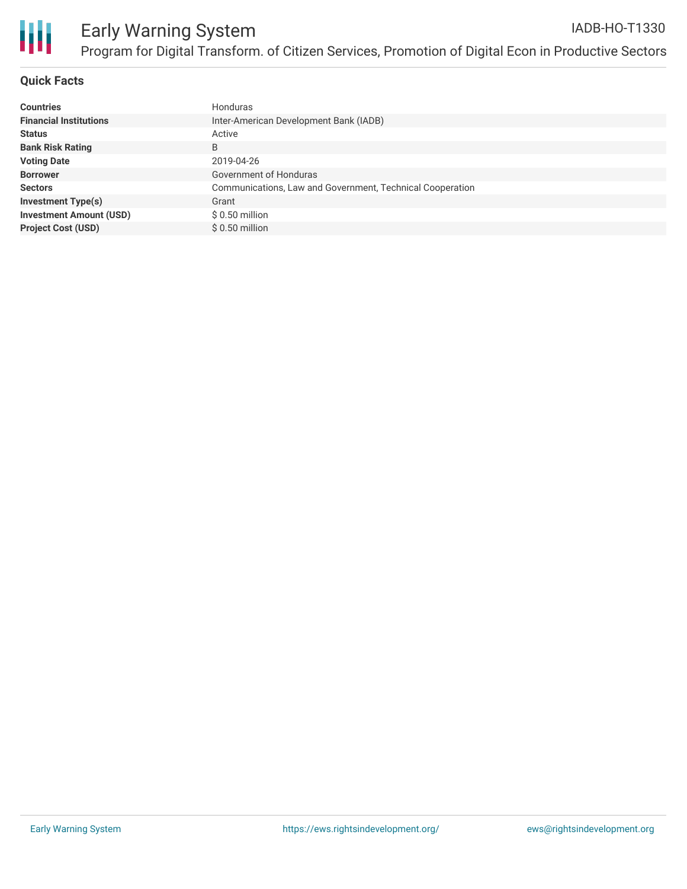# Early Warning System

IADB-HO-T1330

Program for Digital Transform. of Citizen Services, Promotion of Digital Econ in Productive Sectors

## Quick Facts

| | |
|---|---|
| **Countries** | Honduras |
| **Financial Institutions** | Inter-American Development Bank (IADB) |
| **Status** | Active |
| **Bank Risk Rating** | B |
| **Voting Date** | 2019-04-26 |
| **Borrower** | Government of Honduras |
| **Sectors** | Communications, Law and Government, Technical Cooperation |
| **Investment Type(s)** | Grant |
| **Investment Amount (USD)** | $ 0.50 million |
| **Project Cost (USD)** | $ 0.50 million |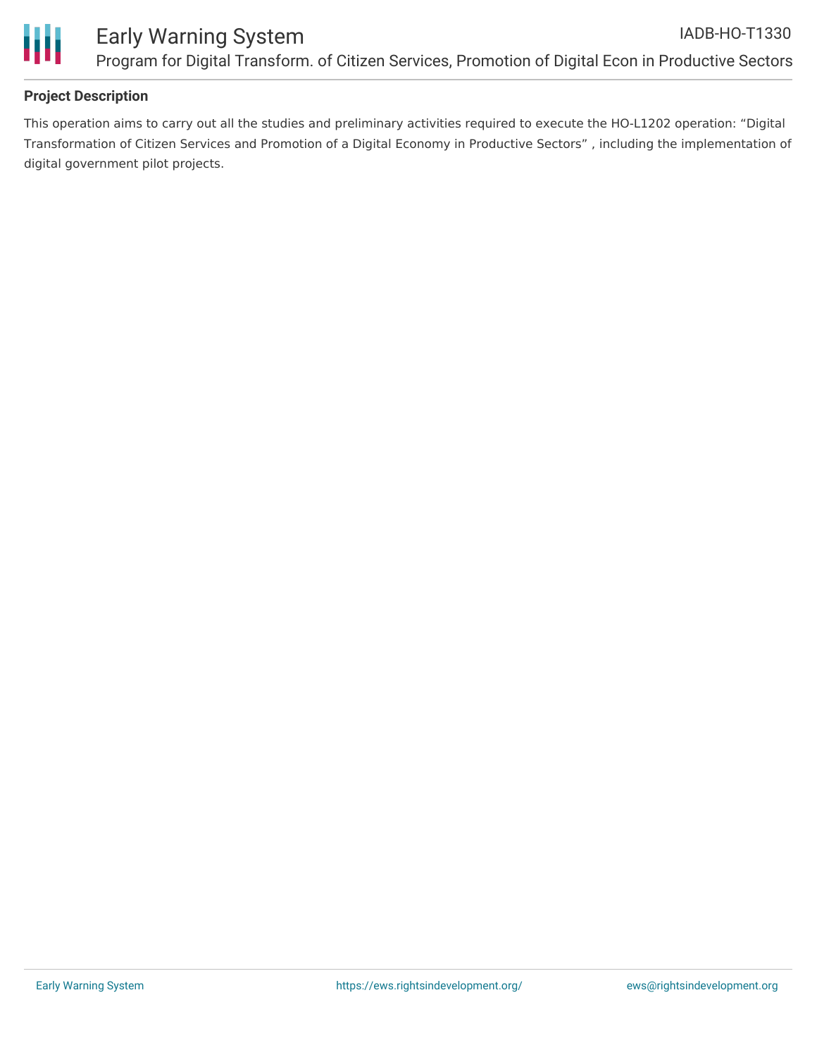## Project Description

This operation aims to carry out all the studies and preliminary activities required to execute the HO-L1202 operation: “Digital Transformation of Citizen Services and Promotion of a Digital Economy in Productive Sectors” , including the implementation of digital government pilot projects.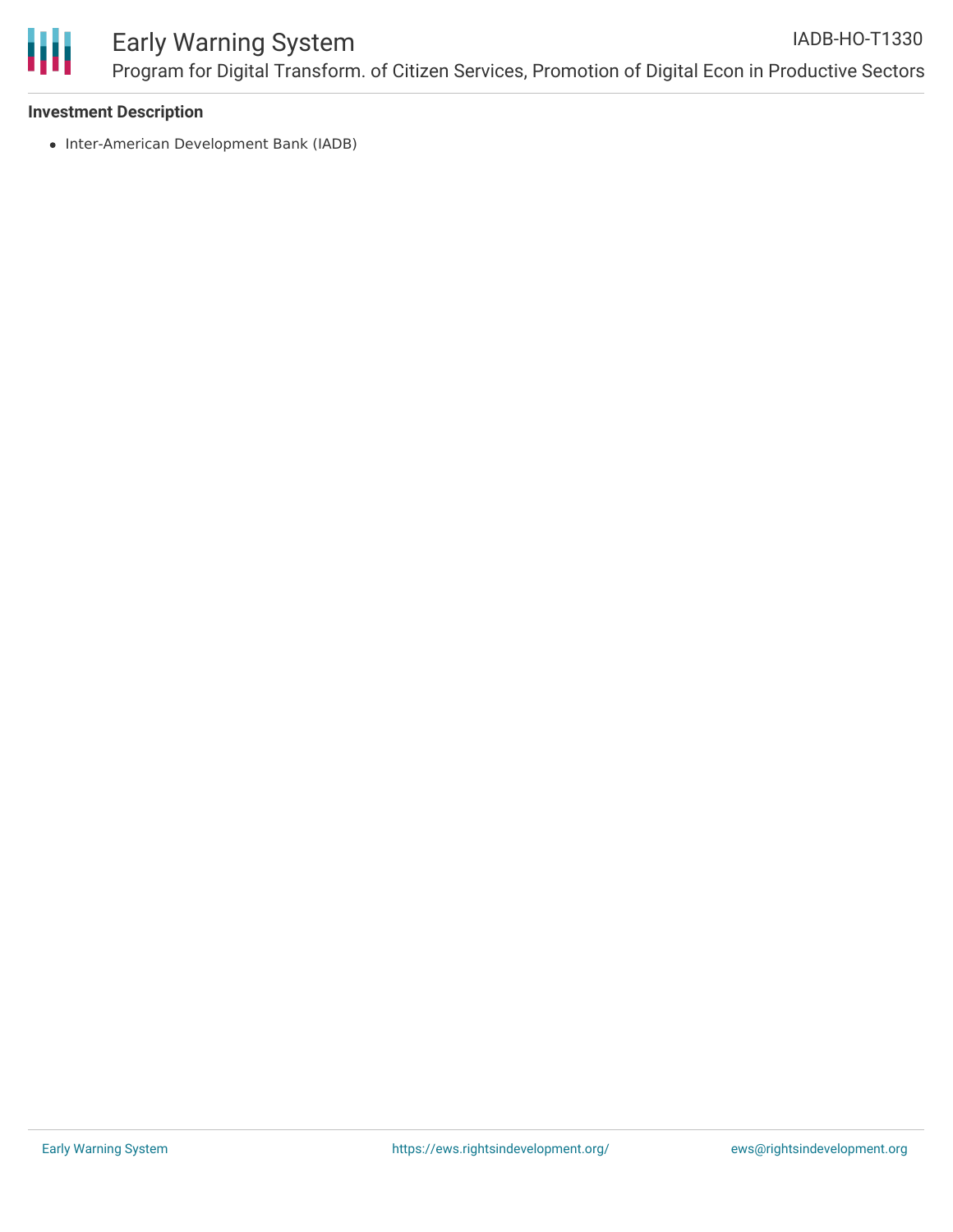**Investment Description**

- Inter-American Development Bank (IADB)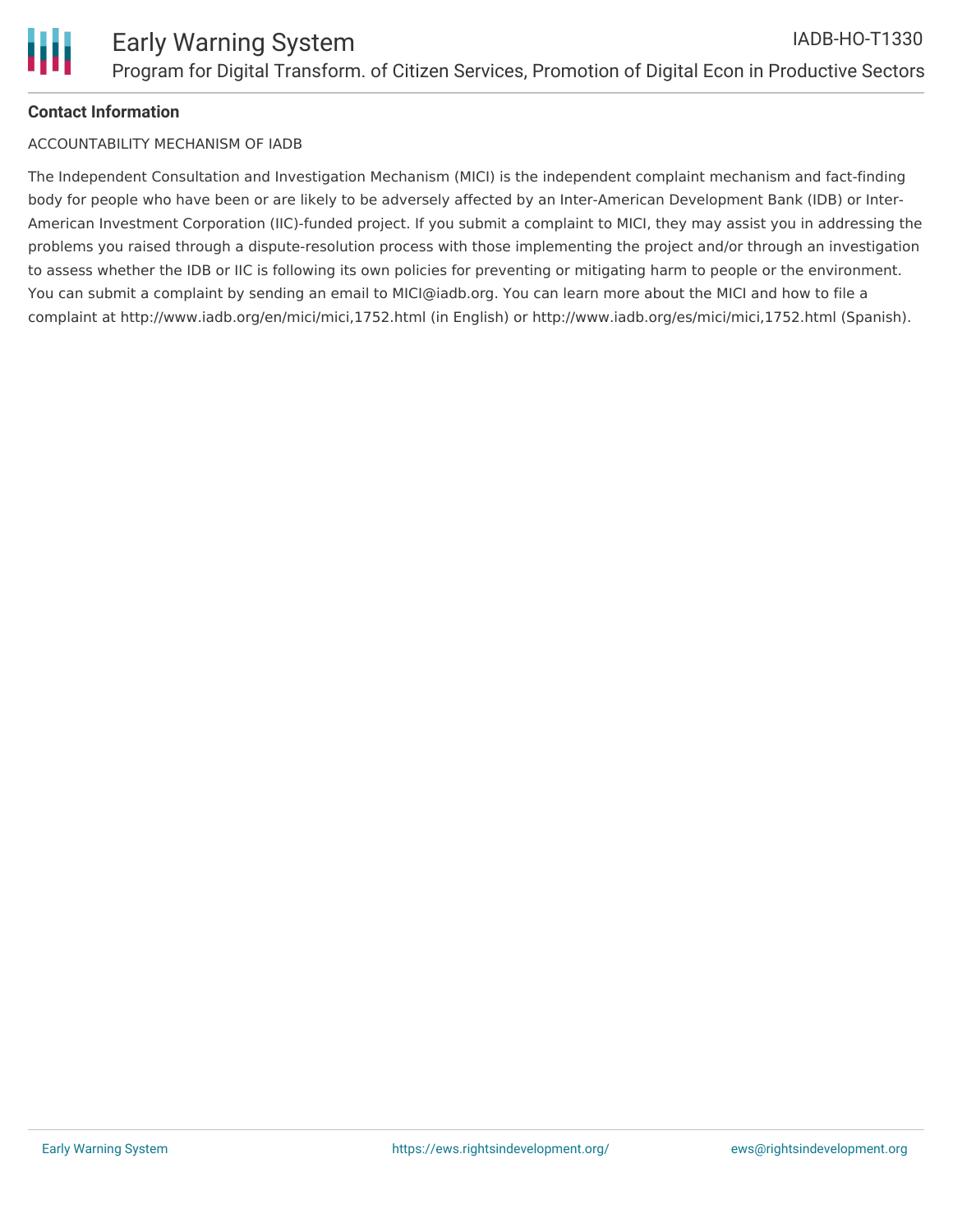**Contact Information**

ACCOUNTABILITY MECHANISM OF IADB

The Independent Consultation and Investigation Mechanism (MICI) is the independent complaint mechanism and fact-finding body for people who have been or are likely to be adversely affected by an Inter-American Development Bank (IDB) or Inter-American Investment Corporation (IIC)-funded project. If you submit a complaint to MICI, they may assist you in addressing the problems you raised through a dispute-resolution process with those implementing the project and/or through an investigation to assess whether the IDB or IIC is following its own policies for preventing or mitigating harm to people or the environment. You can submit a complaint by sending an email to MICI@iadb.org. You can learn more about the MICI and how to file a complaint at http://www.iadb.org/en/mici/mici,1752.html (in English) or http://www.iadb.org/es/mici/mici,1752.html (Spanish).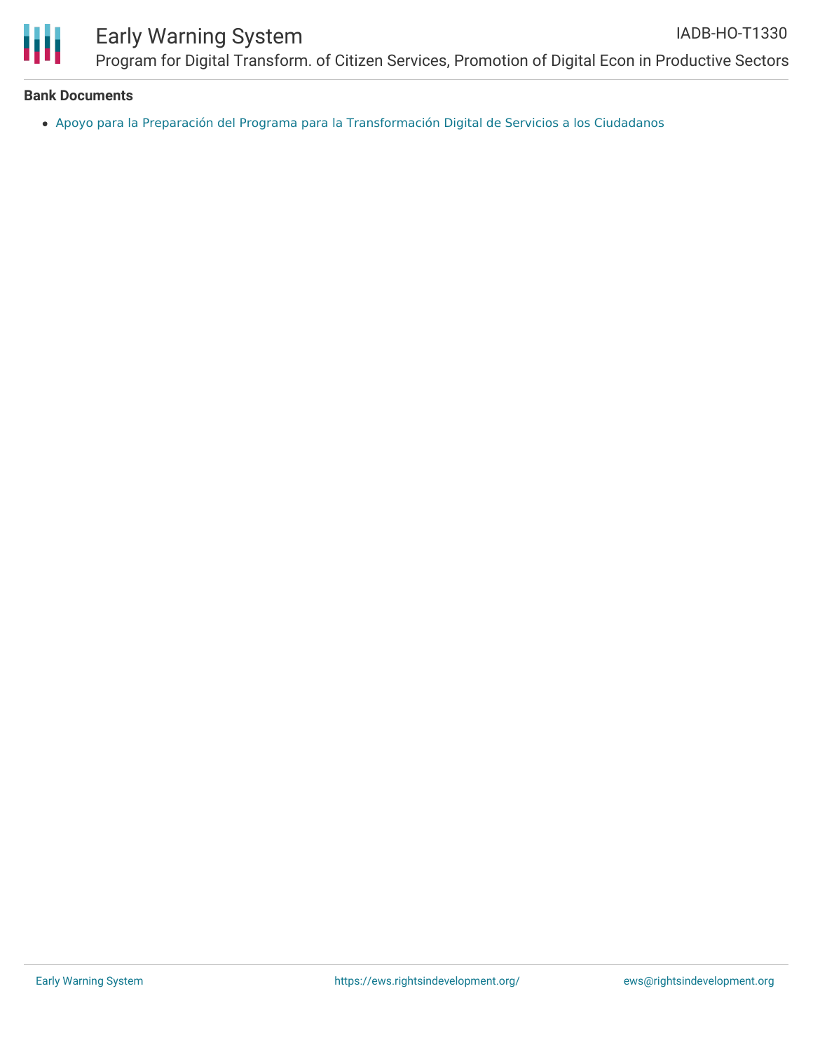**Bank Documents**

- Apoyo para la Preparación del Programa para la Transformación Digital de Servicios a los Ciudadanos